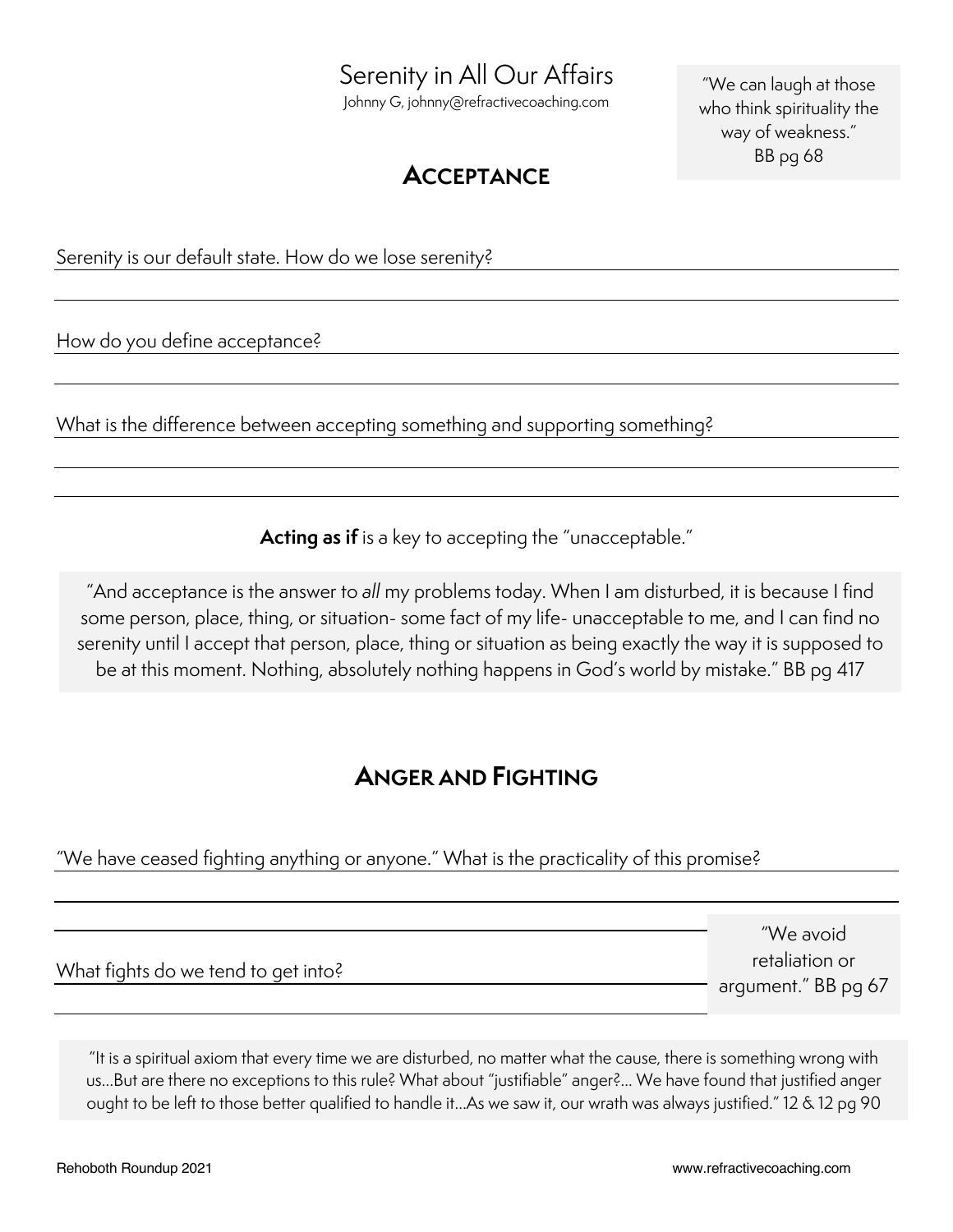# Serenity in All Our Affairs

Johnny G, johnny@refractivecoaching.com

> "We can laugh at those who think spirituality the way of weakness." BB pg 68

## Acceptance

Serenity is our default state. How do we lose serenity?

How do you define acceptance?

What is the difference between accepting something and supporting something?

**Acting as if** is a key to accepting the "unacceptable."

> "And acceptance is the answer to *all* my problems today. When I am disturbed, it is because I find some person, place, thing, or situation- some fact of my life- unacceptable to me, and I can find no serenity until I accept that person, place, thing or situation as being exactly the way it is supposed to be at this moment. Nothing, absolutely nothing happens in God's world by mistake." BB pg 417

## Anger and Fighting

"We have ceased fighting anything or anyone." What is the practicality of this promise?

What fights do we tend to get into?

> "We avoid retaliation or argument." BB pg 67

> "It is a spiritual axiom that every time we are disturbed, no matter what the cause, there is something wrong with us…But are there no exceptions to this rule? What about "justifiable" anger?… We have found that justified anger ought to be left to those better qualified to handle it…As we saw it, our wrath was always justified." 12 & 12 pg 90

Rehoboth Roundup 2021

www.refractivecoaching.com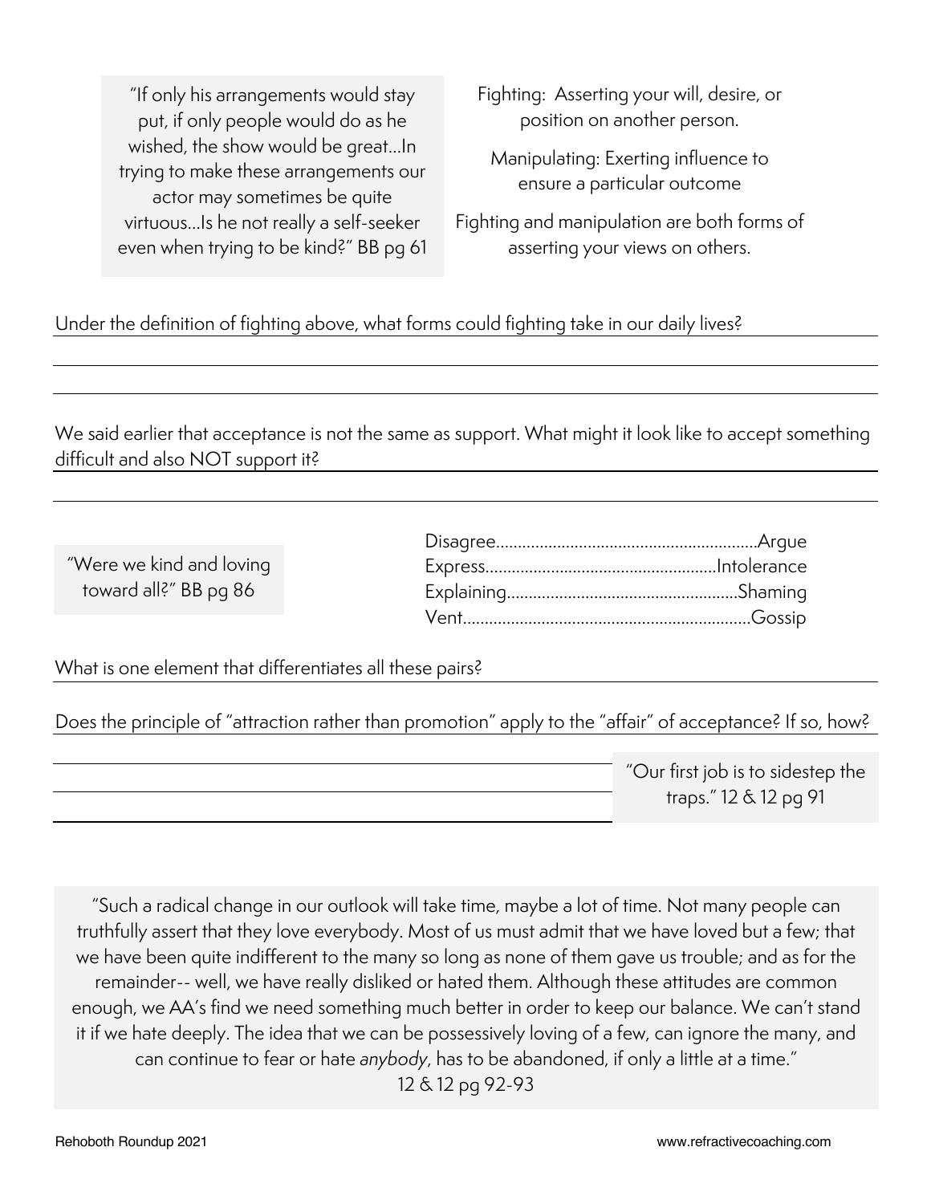> "If only his arrangements would stay put, if only people would do as he wished, the show would be great…In trying to make these arrangements our actor may sometimes be quite virtuous…Is he not really a self-seeker even when trying to be kind?" BB pg 61

Fighting: Asserting your will, desire, or position on another person.

Manipulating: Exerting influence to ensure a particular outcome

Fighting and manipulation are both forms of asserting your views on others.

Under the definition of fighting above, what forms could fighting take in our daily lives?

We said earlier that acceptance is not the same as support. What might it look like to accept something difficult and also NOT support it?

> "Were we kind and loving toward all?" BB pg 86

| | |
|---|---|
| Disagree | Argue |
| Express | Intolerance |
| Explaining | Shaming |
| Vent | Gossip |

What is one element that differentiates all these pairs?

Does the principle of "attraction rather than promotion" apply to the "affair" of acceptance? If so, how?

> "Our first job is to sidestep the traps." 12 & 12 pg 91

> "Such a radical change in our outlook will take time, maybe a lot of time. Not many people can truthfully assert that they love everybody. Most of us must admit that we have loved but a few; that we have been quite indifferent to the many so long as none of them gave us trouble; and as for the remainder-- well, we have really disliked or hated them. Although these attitudes are common enough, we AA's find we need something much better in order to keep our balance. We can't stand it if we hate deeply. The idea that we can be possessively loving of a few, can ignore the many, and can continue to fear or hate *anybody*, has to be abandoned, if only a little at a time."
> 12 & 12 pg 92-93